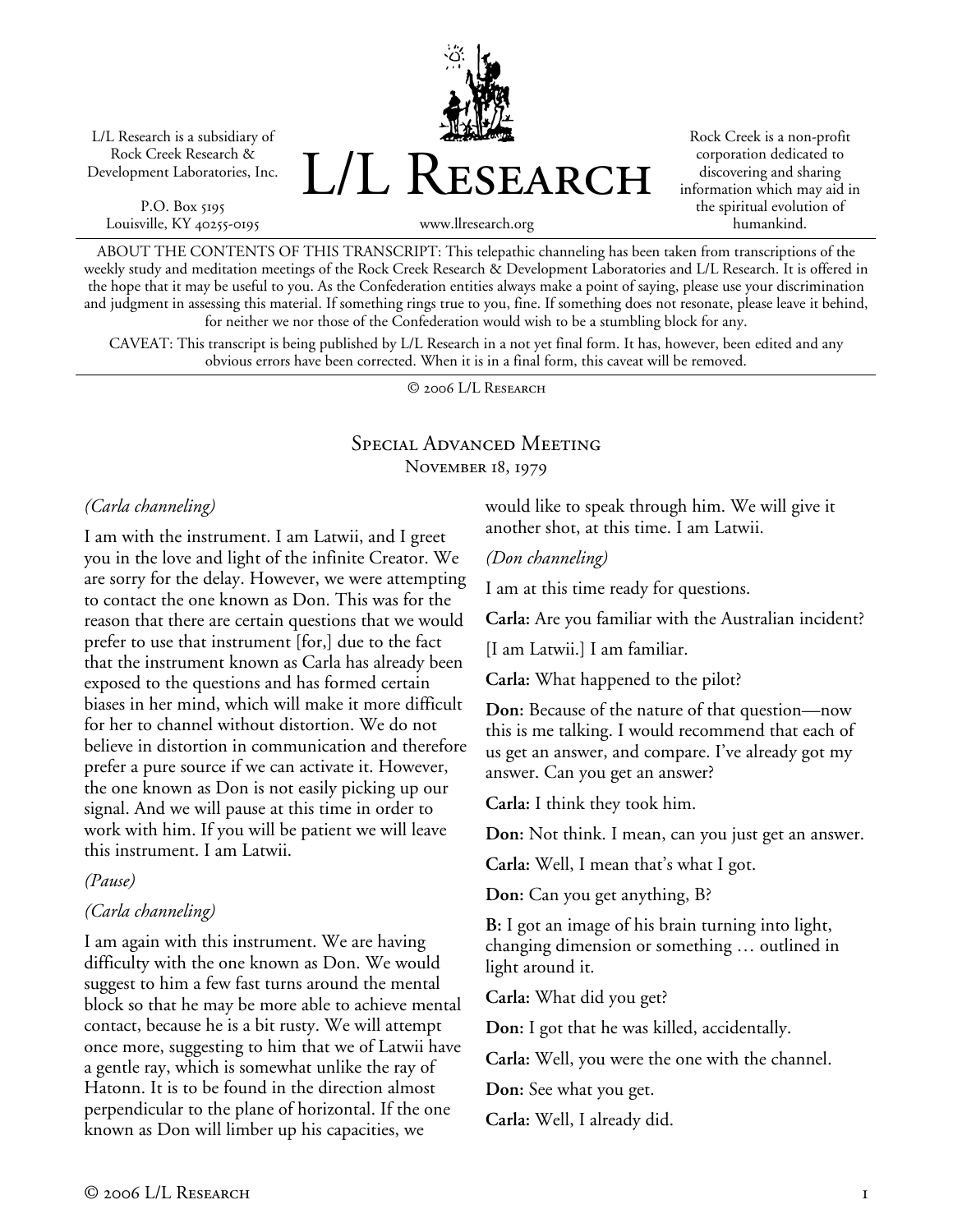L/L Research is a subsidiary of Rock Creek Research & Development Laboratories, Inc.

P.O. Box 5195
Louisville, KY 40255-0195

# L/L Research

www.llresearch.org

Rock Creek is a non-profit corporation dedicated to discovering and sharing information which may aid in the spiritual evolution of humankind.

ABOUT THE CONTENTS OF THIS TRANSCRIPT: This telepathic channeling has been taken from transcriptions of the weekly study and meditation meetings of the Rock Creek Research & Development Laboratories and L/L Research. It is offered in the hope that it may be useful to you. As the Confederation entities always make a point of saying, please use your discrimination and judgment in assessing this material. If something rings true to you, fine. If something does not resonate, please leave it behind, for neither we nor those of the Confederation would wish to be a stumbling block for any.

CAVEAT: This transcript is being published by L/L Research in a not yet final form. It has, however, been edited and any obvious errors have been corrected. When it is in a final form, this caveat will be removed.

© 2006 L/L Research

## Special Advanced Meeting
November 18, 1979

*(Carla channeling)*

I am with the instrument. I am Latwii, and I greet you in the love and light of the infinite Creator. We are sorry for the delay. However, we were attempting to contact the one known as Don. This was for the reason that there are certain questions that we would prefer to use that instrument [for,] due to the fact that the instrument known as Carla has already been exposed to the questions and has formed certain biases in her mind, which will make it more difficult for her to channel without distortion. We do not believe in distortion in communication and therefore prefer a pure source if we can activate it. However, the one known as Don is not easily picking up our signal. And we will pause at this time in order to work with him. If you will be patient we will leave this instrument. I am Latwii.

*(Pause)*

*(Carla channeling)*

I am again with this instrument. We are having difficulty with the one known as Don. We would suggest to him a few fast turns around the mental block so that he may be more able to achieve mental contact, because he is a bit rusty. We will attempt once more, suggesting to him that we of Latwii have a gentle ray, which is somewhat unlike the ray of Hatonn. It is to be found in the direction almost perpendicular to the plane of horizontal. If the one known as Don will limber up his capacities, we would like to speak through him. We will give it another shot, at this time. I am Latwii.

*(Don channeling)*

I am at this time ready for questions.

**Carla:** Are you familiar with the Australian incident?

[I am Latwii.] I am familiar.

**Carla:** What happened to the pilot?

**Don:** Because of the nature of that question—now this is me talking. I would recommend that each of us get an answer, and compare. I've already got my answer. Can you get an answer?

**Carla:** I think they took him.

**Don:** Not think. I mean, can you just get an answer.

**Carla:** Well, I mean that's what I got.

**Don:** Can you get anything, B?

**B:** I got an image of his brain turning into light, changing dimension or something … outlined in light around it.

**Carla:** What did you get?

**Don:** I got that he was killed, accidentally.

**Carla:** Well, you were the one with the channel.

**Don:** See what you get.

**Carla:** Well, I already did.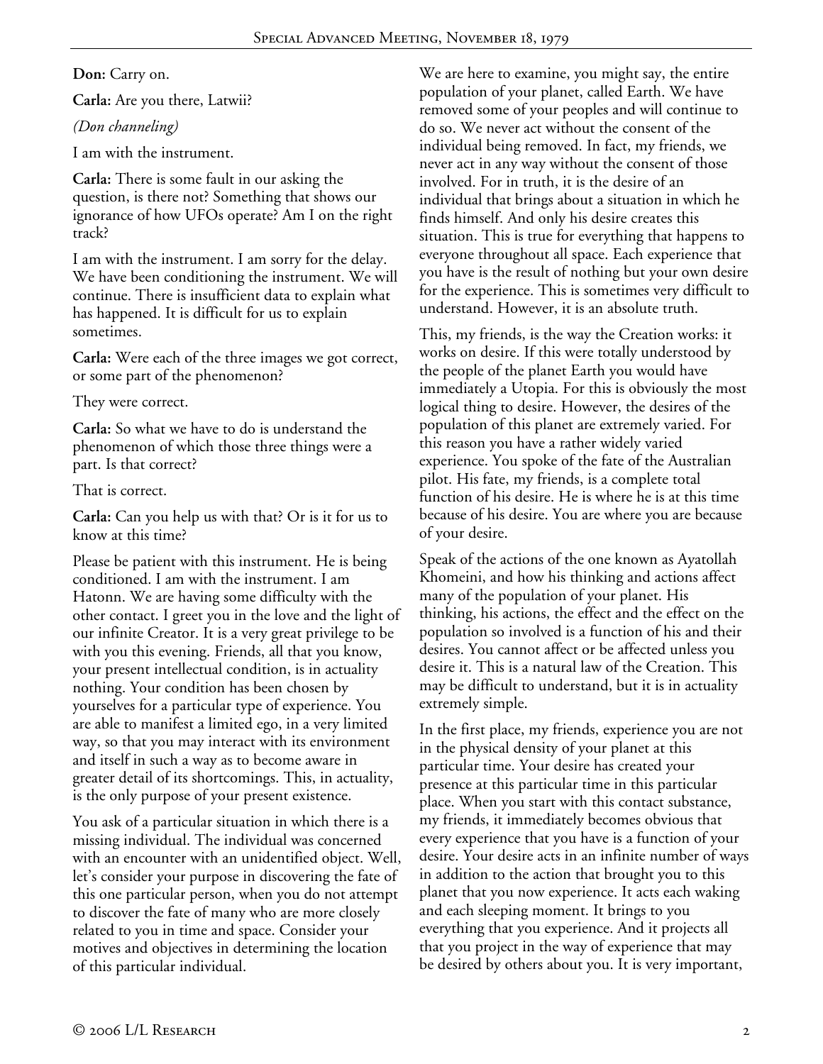**Don:** Carry on.

**Carla:** Are you there, Latwii?

*(Don channeling)*

I am with the instrument.

**Carla:** There is some fault in our asking the question, is there not? Something that shows our ignorance of how UFOs operate? Am I on the right track?

I am with the instrument. I am sorry for the delay. We have been conditioning the instrument. We will continue. There is insufficient data to explain what has happened. It is difficult for us to explain sometimes.

**Carla:** Were each of the three images we got correct, or some part of the phenomenon?

They were correct.

**Carla:** So what we have to do is understand the phenomenon of which those three things were a part. Is that correct?

That is correct.

**Carla:** Can you help us with that? Or is it for us to know at this time?

Please be patient with this instrument. He is being conditioned. I am with the instrument. I am Hatonn. We are having some difficulty with the other contact. I greet you in the love and the light of our infinite Creator. It is a very great privilege to be with you this evening. Friends, all that you know, your present intellectual condition, is in actuality nothing. Your condition has been chosen by yourselves for a particular type of experience. You are able to manifest a limited ego, in a very limited way, so that you may interact with its environment and itself in such a way as to become aware in greater detail of its shortcomings. This, in actuality, is the only purpose of your present existence.

You ask of a particular situation in which there is a missing individual. The individual was concerned with an encounter with an unidentified object. Well, let's consider your purpose in discovering the fate of this one particular person, when you do not attempt to discover the fate of many who are more closely related to you in time and space. Consider your motives and objectives in determining the location of this particular individual.

We are here to examine, you might say, the entire population of your planet, called Earth. We have removed some of your peoples and will continue to do so. We never act without the consent of the individual being removed. In fact, my friends, we never act in any way without the consent of those involved. For in truth, it is the desire of an individual that brings about a situation in which he finds himself. And only his desire creates this situation. This is true for everything that happens to everyone throughout all space. Each experience that you have is the result of nothing but your own desire for the experience. This is sometimes very difficult to understand. However, it is an absolute truth.

This, my friends, is the way the Creation works: it works on desire. If this were totally understood by the people of the planet Earth you would have immediately a Utopia. For this is obviously the most logical thing to desire. However, the desires of the population of this planet are extremely varied. For this reason you have a rather widely varied experience. You spoke of the fate of the Australian pilot. His fate, my friends, is a complete total function of his desire. He is where he is at this time because of his desire. You are where you are because of your desire.

Speak of the actions of the one known as Ayatollah Khomeini, and how his thinking and actions affect many of the population of your planet. His thinking, his actions, the effect and the effect on the population so involved is a function of his and their desires. You cannot affect or be affected unless you desire it. This is a natural law of the Creation. This may be difficult to understand, but it is in actuality extremely simple.

In the first place, my friends, experience you are not in the physical density of your planet at this particular time. Your desire has created your presence at this particular time in this particular place. When you start with this contact substance, my friends, it immediately becomes obvious that every experience that you have is a function of your desire. Your desire acts in an infinite number of ways in addition to the action that brought you to this planet that you now experience. It acts each waking and each sleeping moment. It brings to you everything that you experience. And it projects all that you project in the way of experience that may be desired by others about you. It is very important,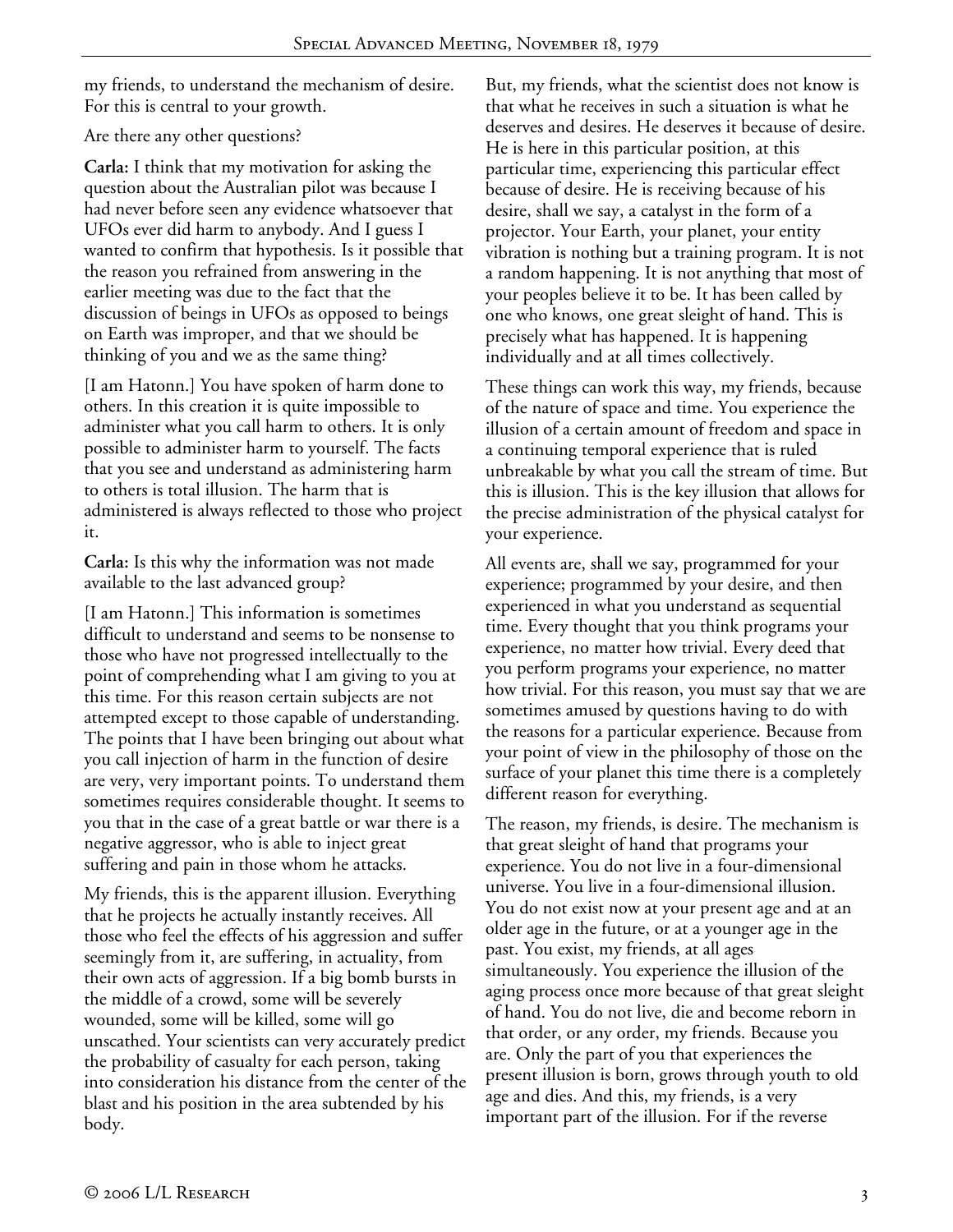my friends, to understand the mechanism of desire. For this is central to your growth.

Are there any other questions?

**Carla:** I think that my motivation for asking the question about the Australian pilot was because I had never before seen any evidence whatsoever that UFOs ever did harm to anybody. And I guess I wanted to confirm that hypothesis. Is it possible that the reason you refrained from answering in the earlier meeting was due to the fact that the discussion of beings in UFOs as opposed to beings on Earth was improper, and that we should be thinking of you and we as the same thing?

[I am Hatonn.] You have spoken of harm done to others. In this creation it is quite impossible to administer what you call harm to others. It is only possible to administer harm to yourself. The facts that you see and understand as administering harm to others is total illusion. The harm that is administered is always reflected to those who project it.

**Carla:** Is this why the information was not made available to the last advanced group?

[I am Hatonn.] This information is sometimes difficult to understand and seems to be nonsense to those who have not progressed intellectually to the point of comprehending what I am giving to you at this time. For this reason certain subjects are not attempted except to those capable of understanding. The points that I have been bringing out about what you call injection of harm in the function of desire are very, very important points. To understand them sometimes requires considerable thought. It seems to you that in the case of a great battle or war there is a negative aggressor, who is able to inject great suffering and pain in those whom he attacks.

My friends, this is the apparent illusion. Everything that he projects he actually instantly receives. All those who feel the effects of his aggression and suffer seemingly from it, are suffering, in actuality, from their own acts of aggression. If a big bomb bursts in the middle of a crowd, some will be severely wounded, some will be killed, some will go unscathed. Your scientists can very accurately predict the probability of casualty for each person, taking into consideration his distance from the center of the blast and his position in the area subtended by his body.

But, my friends, what the scientist does not know is that what he receives in such a situation is what he deserves and desires. He deserves it because of desire. He is here in this particular position, at this particular time, experiencing this particular effect because of desire. He is receiving because of his desire, shall we say, a catalyst in the form of a projector. Your Earth, your planet, your entity vibration is nothing but a training program. It is not a random happening. It is not anything that most of your peoples believe it to be. It has been called by one who knows, one great sleight of hand. This is precisely what has happened. It is happening individually and at all times collectively.

These things can work this way, my friends, because of the nature of space and time. You experience the illusion of a certain amount of freedom and space in a continuing temporal experience that is ruled unbreakable by what you call the stream of time. But this is illusion. This is the key illusion that allows for the precise administration of the physical catalyst for your experience.

All events are, shall we say, programmed for your experience; programmed by your desire, and then experienced in what you understand as sequential time. Every thought that you think programs your experience, no matter how trivial. Every deed that you perform programs your experience, no matter how trivial. For this reason, you must say that we are sometimes amused by questions having to do with the reasons for a particular experience. Because from your point of view in the philosophy of those on the surface of your planet this time there is a completely different reason for everything.

The reason, my friends, is desire. The mechanism is that great sleight of hand that programs your experience. You do not live in a four-dimensional universe. You live in a four-dimensional illusion. You do not exist now at your present age and at an older age in the future, or at a younger age in the past. You exist, my friends, at all ages simultaneously. You experience the illusion of the aging process once more because of that great sleight of hand. You do not live, die and become reborn in that order, or any order, my friends. Because you are. Only the part of you that experiences the present illusion is born, grows through youth to old age and dies. And this, my friends, is a very important part of the illusion. For if the reverse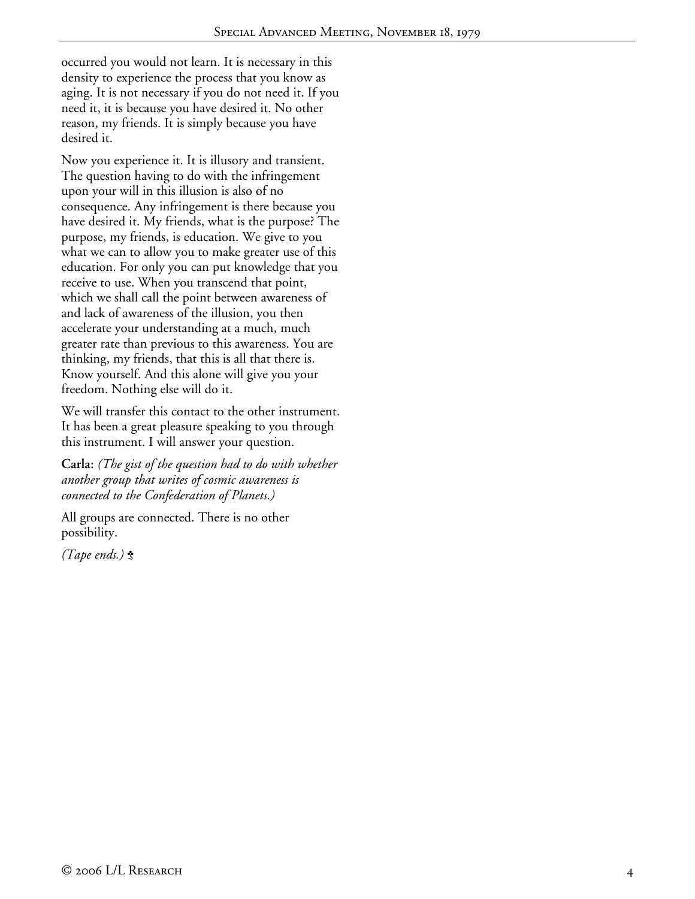occurred you would not learn. It is necessary in this density to experience the process that you know as aging. It is not necessary if you do not need it. If you need it, it is because you have desired it. No other reason, my friends. It is simply because you have desired it.

Now you experience it. It is illusory and transient. The question having to do with the infringement upon your will in this illusion is also of no consequence. Any infringement is there because you have desired it. My friends, what is the purpose? The purpose, my friends, is education. We give to you what we can to allow you to make greater use of this education. For only you can put knowledge that you receive to use. When you transcend that point, which we shall call the point between awareness of and lack of awareness of the illusion, you then accelerate your understanding at a much, much greater rate than previous to this awareness. You are thinking, my friends, that this is all that there is. Know yourself. And this alone will give you your freedom. Nothing else will do it.

We will transfer this contact to the other instrument. It has been a great pleasure speaking to you through this instrument. I will answer your question.

**Carla:** *(The gist of the question had to do with whether another group that writes of cosmic awareness is connected to the Confederation of Planets.)*

All groups are connected. There is no other possibility.

*(Tape ends.)*